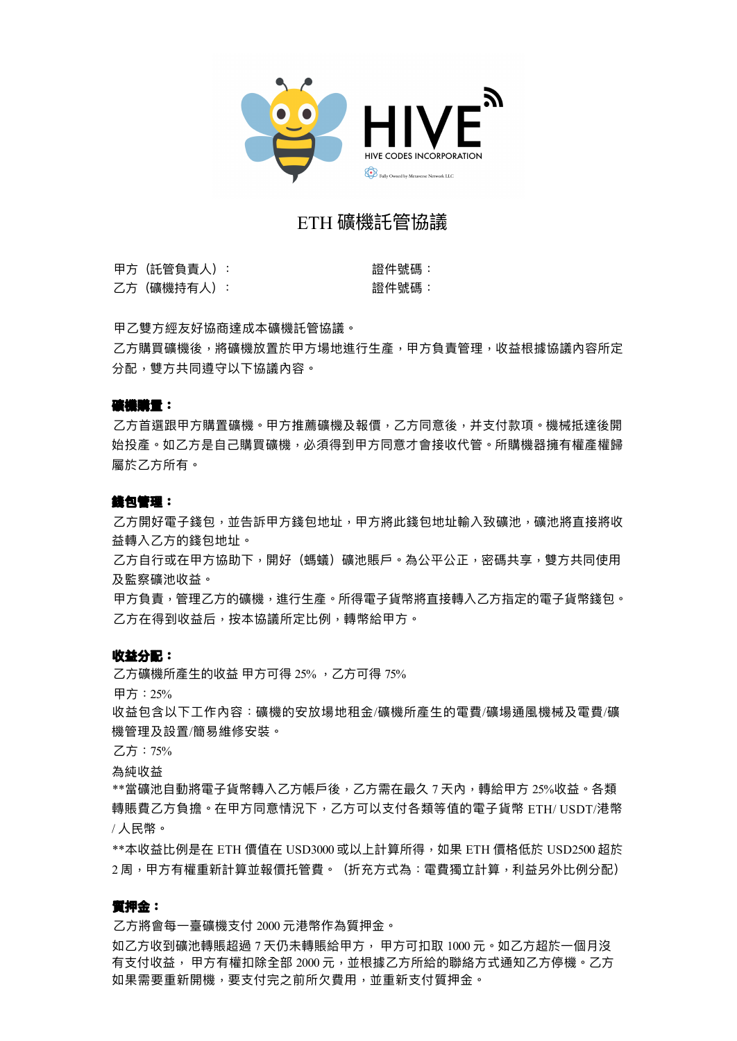HIVE

HIVE CODES INCORPORATION

Fully Owned by Metaverse Network LLC

# ETH 礦機託管協議

甲方（託管負責人）： 證件號碼：

乙方（礦機持有人）： 證件號碼：

甲乙雙方經友好協商達成本礦機託管協議。

乙方購買礦機後，將礦機放置於甲方場地進行生產，甲方負責管理，收益根據協議內容所定分配，雙方共同遵守以下協議內容。

**礦機購置：**

乙方首選跟甲方購置礦機。甲方推薦礦機及報價，乙方同意後，并支付款項。機械抵達後開始投產。如乙方是自己購買礦機，必須得到甲方同意才會接收代管。所購機器擁有權產權歸屬於乙方所有。

**錢包管理：**

乙方開好電子錢包，並告訴甲方錢包地址，甲方將此錢包地址輸入致礦池，礦池將直接將收益轉入乙方的錢包地址。

乙方自行或在甲方協助下，開好（螞蟻）礦池賬戶。為公平公正，密碼共享，雙方共同使用及監察礦池收益。

甲方負責，管理乙方的礦機，進行生產。所得電子貨幣將直接轉入乙方指定的電子貨幣錢包。乙方在得到收益后，按本協議所定比例，轉幣給甲方。

**收益分配：**

乙方礦機所產生的收益 甲方可得 25% ，乙方可得 75%

甲方：25%

收益包含以下工作內容：礦機的安放場地租金/礦機所產生的電費/礦場通風機械及電費/礦機管理及設置/簡易維修安裝。

乙方：75%

為純收益

**當礦池自動將電子貨幣轉入乙方帳戶後，乙方需在最久 7 天內，轉給甲方 25%收益。各類轉賬費乙方負擔。在甲方同意情況下，乙方可以支付各類等值的電子貨幣 ETH/ USDT/港幣 / 人民幣。

**本收益比例是在 ETH 價值在 USD3000 或以上計算所得，如果 ETH 價格低於 USD2500 超於 2 周，甲方有權重新計算並報價托管費。（折充方式為：電費獨立計算，利益另外比例分配）

**質押金：**

乙方將會每一臺礦機支付 2000 元港幣作為質押金。

如乙方收到礦池轉賬超過 7 天仍未轉賬給甲方， 甲方可扣取 1000 元。如乙方超於一個月沒有支付收益， 甲方有權扣除全部 2000 元，並根據乙方所給的聯絡方式通知乙方停機。乙方如果需要重新開機，要支付完之前所欠費用，並重新支付質押金。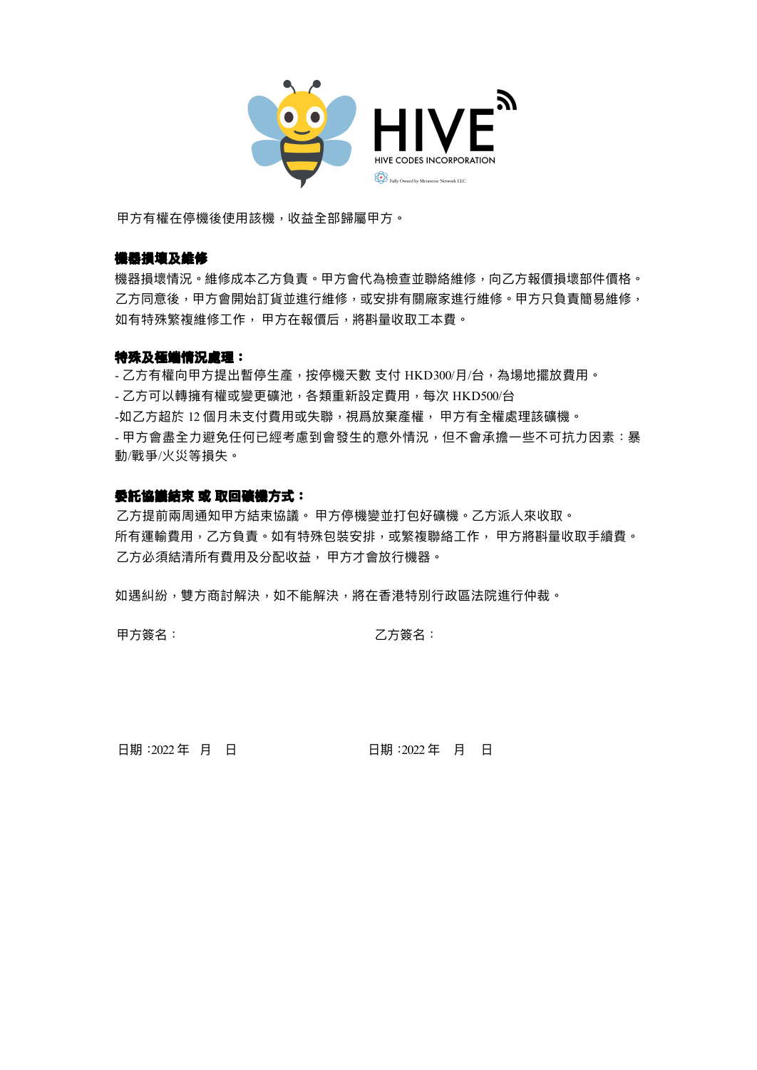甲方有權在停機後使用該機，收益全部歸屬甲方。

**機器損壞及維修**

機器損壞情況。維修成本乙方負責。甲方會代為檢查並聯絡維修，向乙方報價損壞部件價格。乙方同意後，甲方會開始訂貨並進行維修，或安排有關廠家進行維修。甲方只負責簡易維修，如有特殊繁複維修工作， 甲方在報價后，將斟量收取工本費。

**特殊及極端情況處理：**

- 乙方有權向甲方提出暫停生產，按停機天數 支付 HKD300/月/台，為場地擺放費用。
- 乙方可以轉擁有權或變更礦池，各類重新設定費用，每次 HKD500/台
-如乙方超於 12 個月未支付費用或失聯，視爲放棄產權， 甲方有全權處理該礦機。
- 甲方會盡全力避免任何已經考慮到會發生的意外情況，但不會承擔一些不可抗力因素：暴動/戰爭/火災等損失。

**委託協議結束 或 取回礦機方式：**

乙方提前兩周通知甲方結束協議。 甲方停機變並打包好礦機。乙方派人來收取。
所有運輸費用，乙方負責。如有特殊包裝安排，或繁複聯絡工作， 甲方將斟量收取手續費。
乙方必須結清所有費用及分配收益， 甲方才會放行機器。

如遇糾紛，雙方商討解決，如不能解決，將在香港特別行政區法院進行仲裁。

甲方簽名：

乙方簽名：

日期 :2022 年　月　日

日期 :2022 年　月　日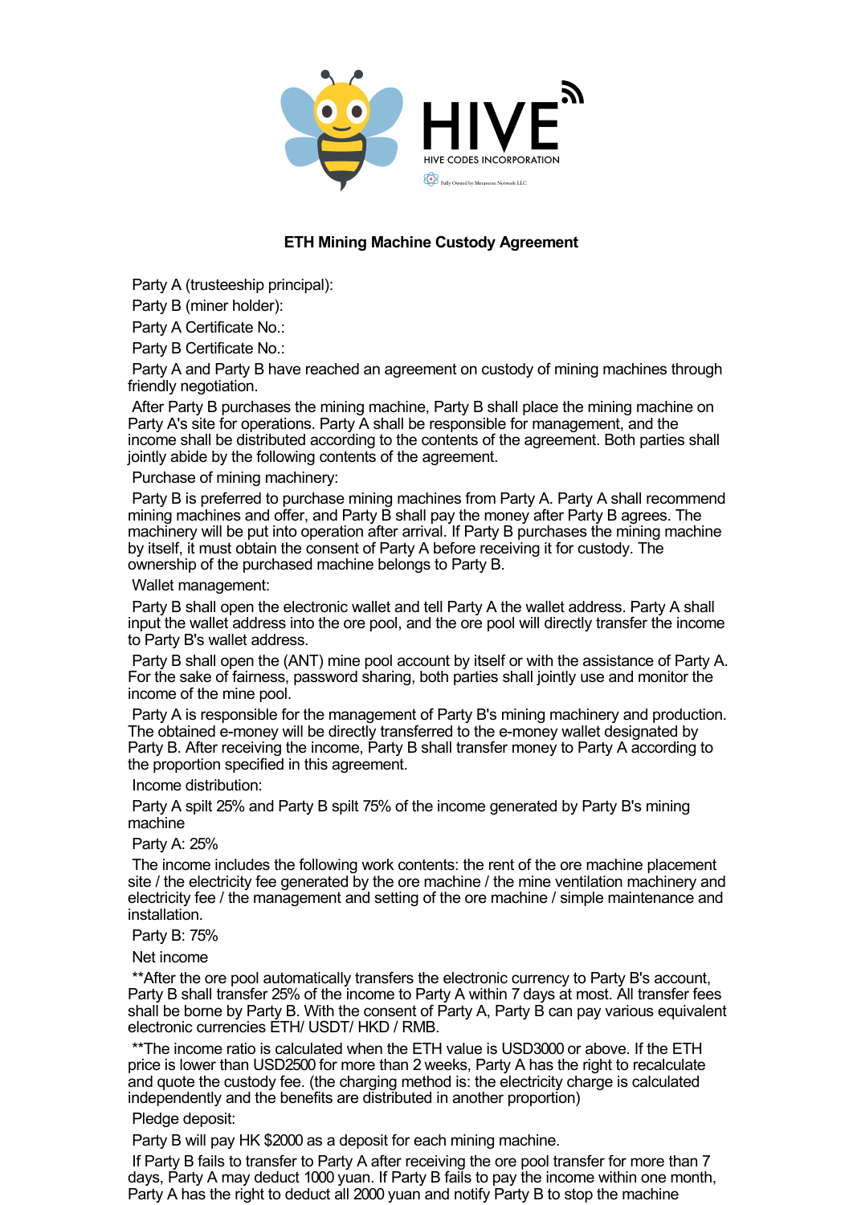## ETH Mining Machine Custody Agreement

Party A (trusteeship principal):

Party B (miner holder):

Party A Certificate No.:

Party B Certificate No.:

Party A and Party B have reached an agreement on custody of mining machines through friendly negotiation.

After Party B purchases the mining machine, Party B shall place the mining machine on Party A's site for operations. Party A shall be responsible for management, and the income shall be distributed according to the contents of the agreement. Both parties shall jointly abide by the following contents of the agreement.

Purchase of mining machinery:

Party B is preferred to purchase mining machines from Party A. Party A shall recommend mining machines and offer, and Party B shall pay the money after Party B agrees. The machinery will be put into operation after arrival. If Party B purchases the mining machine by itself, it must obtain the consent of Party A before receiving it for custody. The ownership of the purchased machine belongs to Party B.

Wallet management:

Party B shall open the electronic wallet and tell Party A the wallet address. Party A shall input the wallet address into the ore pool, and the ore pool will directly transfer the income to Party B's wallet address.

Party B shall open the (ANT) mine pool account by itself or with the assistance of Party A. For the sake of fairness, password sharing, both parties shall jointly use and monitor the income of the mine pool.

Party A is responsible for the management of Party B's mining machinery and production. The obtained e-money will be directly transferred to the e-money wallet designated by Party B. After receiving the income, Party B shall transfer money to Party A according to the proportion specified in this agreement.

Income distribution:

Party A spilt 25% and Party B spilt 75% of the income generated by Party B's mining machine

Party A: 25%

The income includes the following work contents: the rent of the ore machine placement site / the electricity fee generated by the ore machine / the mine ventilation machinery and electricity fee / the management and setting of the ore machine / simple maintenance and installation.

Party B: 75%

Net income

**After the ore pool automatically transfers the electronic currency to Party B's account, Party B shall transfer 25% of the income to Party A within 7 days at most. All transfer fees shall be borne by Party B. With the consent of Party A, Party B can pay various equivalent electronic currencies ETH/ USDT/ HKD / RMB.

**The income ratio is calculated when the ETH value is USD3000 or above. If the ETH price is lower than USD2500 for more than 2 weeks, Party A has the right to recalculate and quote the custody fee. (the charging method is: the electricity charge is calculated independently and the benefits are distributed in another proportion)

Pledge deposit:

Party B will pay HK $2000 as a deposit for each mining machine.

If Party B fails to transfer to Party A after receiving the ore pool transfer for more than 7 days, Party A may deduct 1000 yuan. If Party B fails to pay the income within one month, Party A has the right to deduct all 2000 yuan and notify Party B to stop the machine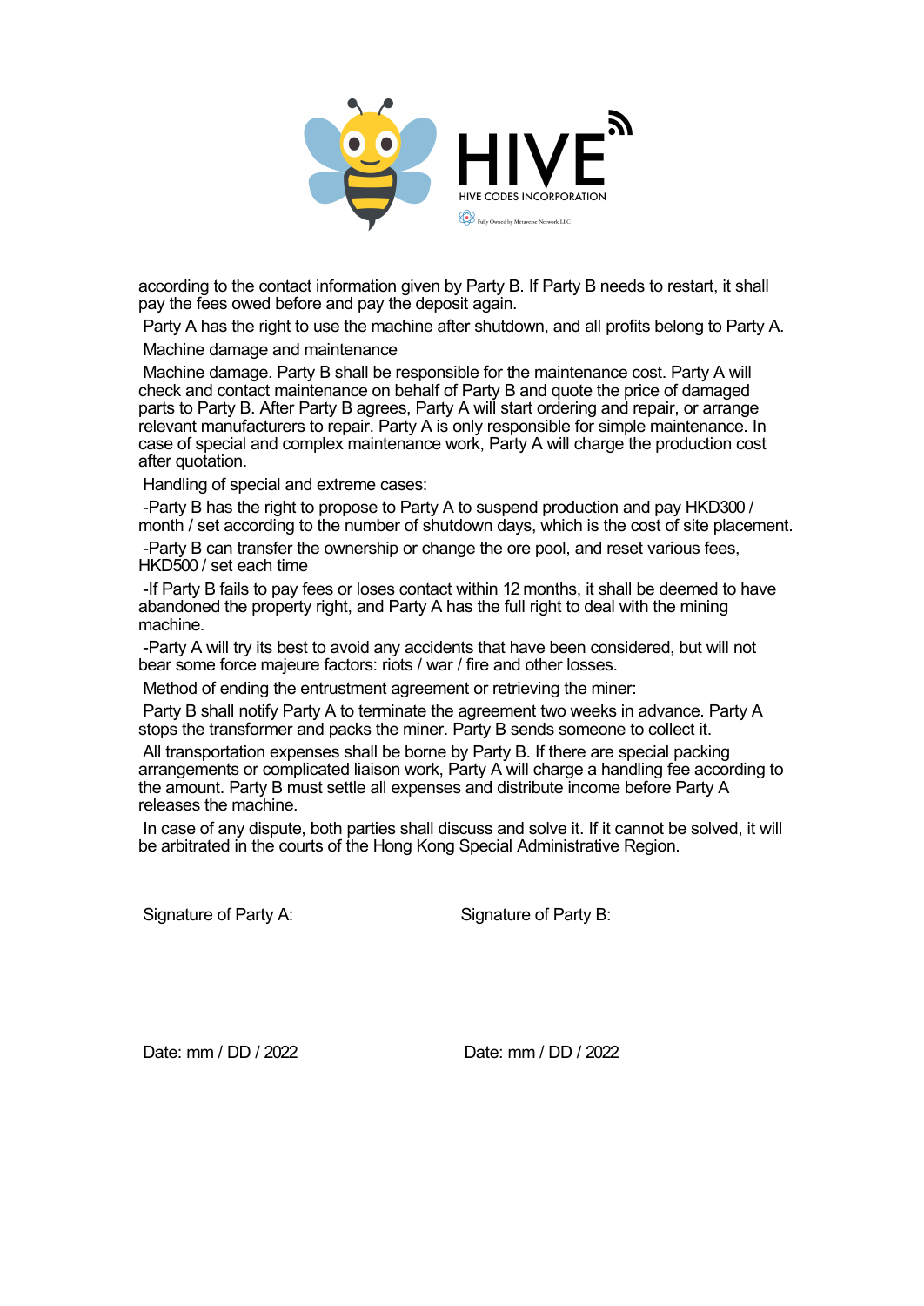according to the contact information given by Party B. If Party B needs to restart, it shall pay the fees owed before and pay the deposit again.

Party A has the right to use the machine after shutdown, and all profits belong to Party A.

Machine damage and maintenance

Machine damage. Party B shall be responsible for the maintenance cost. Party A will check and contact maintenance on behalf of Party B and quote the price of damaged parts to Party B. After Party B agrees, Party A will start ordering and repair, or arrange relevant manufacturers to repair. Party A is only responsible for simple maintenance. In case of special and complex maintenance work, Party A will charge the production cost after quotation.

Handling of special and extreme cases:

-Party B has the right to propose to Party A to suspend production and pay HKD300 / month / set according to the number of shutdown days, which is the cost of site placement.

-Party B can transfer the ownership or change the ore pool, and reset various fees, HKD500 / set each time

-If Party B fails to pay fees or loses contact within 12 months, it shall be deemed to have abandoned the property right, and Party A has the full right to deal with the mining machine.

-Party A will try its best to avoid any accidents that have been considered, but will not bear some force majeure factors: riots / war / fire and other losses.

Method of ending the entrustment agreement or retrieving the miner:

Party B shall notify Party A to terminate the agreement two weeks in advance. Party A stops the transformer and packs the miner. Party B sends someone to collect it.

All transportation expenses shall be borne by Party B. If there are special packing arrangements or complicated liaison work, Party A will charge a handling fee according to the amount. Party B must settle all expenses and distribute income before Party A releases the machine.

In case of any dispute, both parties shall discuss and solve it. If it cannot be solved, it will be arbitrated in the courts of the Hong Kong Special Administrative Region.

Signature of Party A:

Signature of Party B:

Date: mm / DD / 2022

Date: mm / DD / 2022